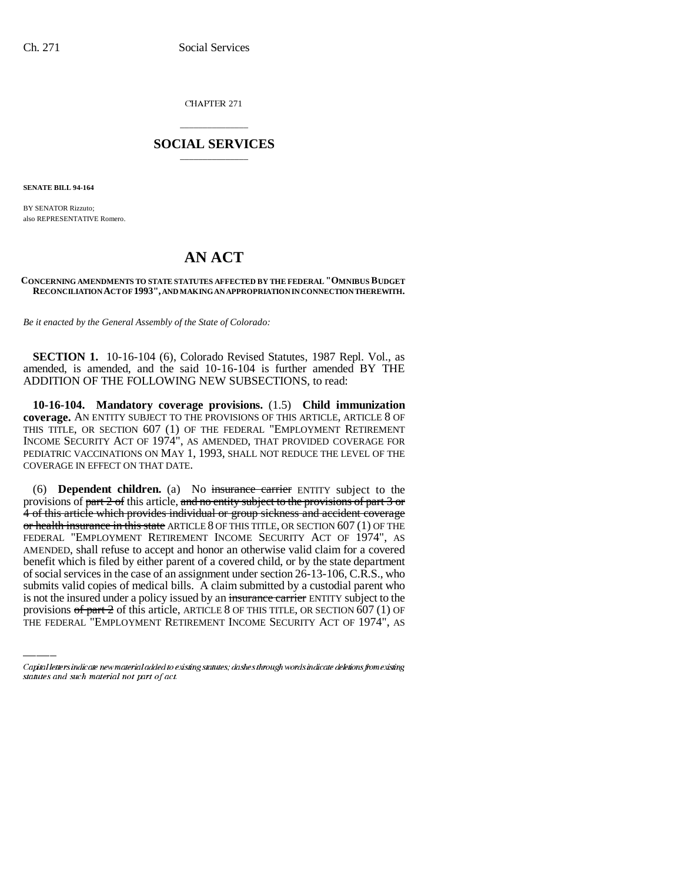CHAPTER 271

# SOCIAL SERVICES

**SENATE BILL 94-164**

BY SENATOR Rizzuto;
also REPRESENTATIVE Romero.

# AN ACT

**CONCERNING AMENDMENTS TO STATE STATUTES AFFECTED BY THE FEDERAL "OMNIBUS BUDGET RECONCILIATION ACT OF 1993", AND MAKING AN APPROPRIATION IN CONNECTION THEREWITH.**

*Be it enacted by the General Assembly of the State of Colorado:*

**SECTION 1.** 10-16-104 (6), Colorado Revised Statutes, 1987 Repl. Vol., as amended, is amended, and the said 10-16-104 is further amended BY THE ADDITION OF THE FOLLOWING NEW SUBSECTIONS, to read:

**10-16-104. Mandatory coverage provisions.** (1.5) **Child immunization coverage.** AN ENTITY SUBJECT TO THE PROVISIONS OF THIS ARTICLE, ARTICLE 8 OF THIS TITLE, OR SECTION 607 (1) OF THE FEDERAL "EMPLOYMENT RETIREMENT INCOME SECURITY ACT OF 1974", AS AMENDED, THAT PROVIDED COVERAGE FOR PEDIATRIC VACCINATIONS ON MAY 1, 1993, SHALL NOT REDUCE THE LEVEL OF THE COVERAGE IN EFFECT ON THAT DATE.

(6) **Dependent children.** (a) No ~~insurance carrier~~ ENTITY subject to the provisions of ~~part 2 of~~ this article, ~~and no entity subject to the provisions of part 3 or 4 of this article which provides individual or group sickness and accident coverage or health insurance in this state~~ ARTICLE 8 OF THIS TITLE, OR SECTION 607 (1) OF THE FEDERAL "EMPLOYMENT RETIREMENT INCOME SECURITY ACT OF 1974", AS AMENDED, shall refuse to accept and honor an otherwise valid claim for a covered benefit which is filed by either parent of a covered child, or by the state department of social services in the case of an assignment under section 26-13-106, C.R.S., who submits valid copies of medical bills. A claim submitted by a custodial parent who is not the insured under a policy issued by an ~~insurance carrier~~ ENTITY subject to the provisions ~~of part 2~~ of this article, ARTICLE 8 OF THIS TITLE, OR SECTION 607 (1) OF THE FEDERAL "EMPLOYMENT RETIREMENT INCOME SECURITY ACT OF 1974", AS

Capital letters indicate new material added to existing statutes; dashes through words indicate deletions from existing statutes and such material not part of act.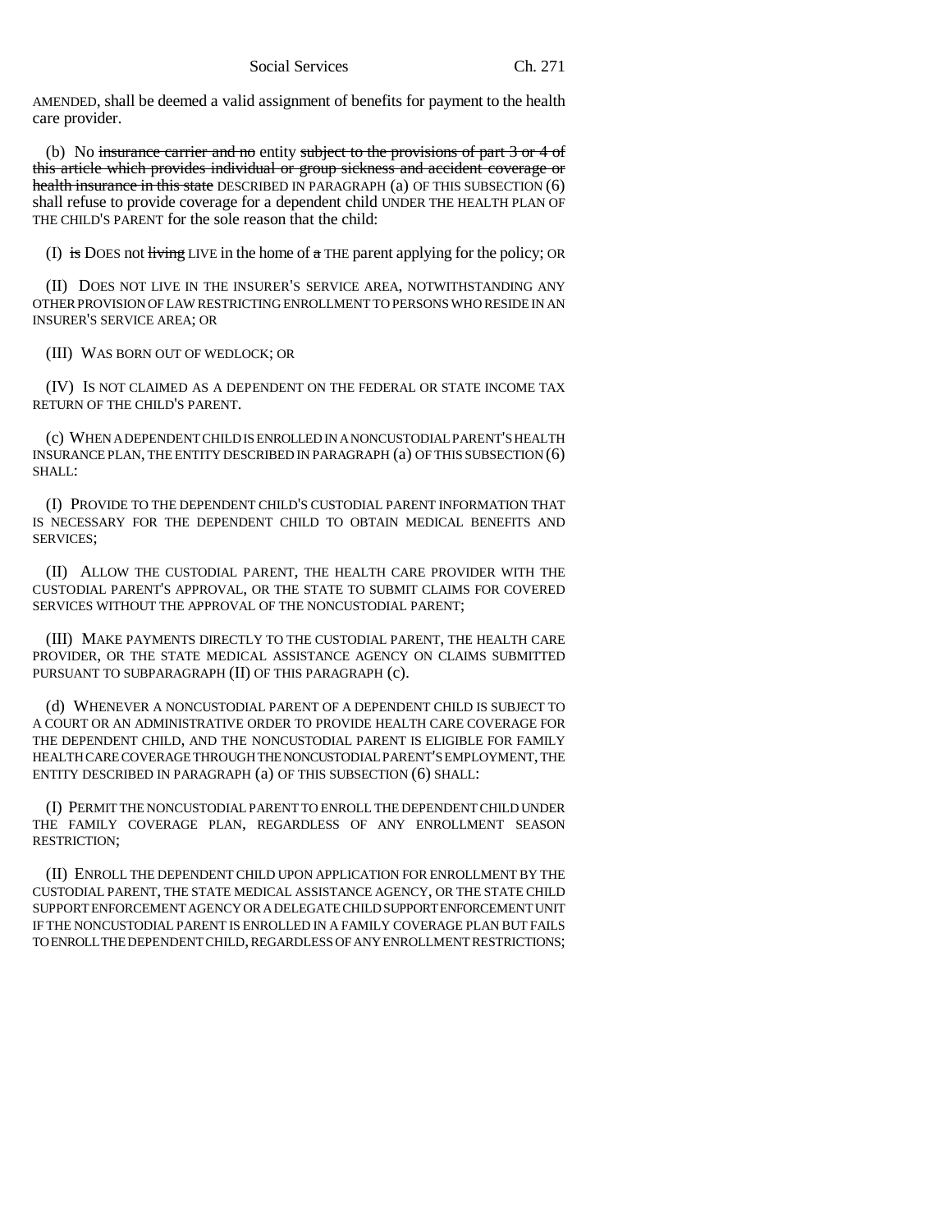AMENDED, shall be deemed a valid assignment of benefits for payment to the health care provider.

(b) No ~~insurance carrier and no~~ entity ~~subject to the provisions of part 3 or 4 of this article which provides individual or group sickness and accident coverage or health insurance in this state~~ DESCRIBED IN PARAGRAPH (a) OF THIS SUBSECTION (6) shall refuse to provide coverage for a dependent child UNDER THE HEALTH PLAN OF THE CHILD'S PARENT for the sole reason that the child:

(I) ~~is~~ DOES not ~~living~~ LIVE in the home of ~~a~~ THE parent applying for the policy; OR

(II) DOES NOT LIVE IN THE INSURER'S SERVICE AREA, NOTWITHSTANDING ANY OTHER PROVISION OF LAW RESTRICTING ENROLLMENT TO PERSONS WHO RESIDE IN AN INSURER'S SERVICE AREA; OR

(III) WAS BORN OUT OF WEDLOCK; OR

(IV) IS NOT CLAIMED AS A DEPENDENT ON THE FEDERAL OR STATE INCOME TAX RETURN OF THE CHILD'S PARENT.

(c) WHEN A DEPENDENT CHILD IS ENROLLED IN A NONCUSTODIAL PARENT'S HEALTH INSURANCE PLAN, THE ENTITY DESCRIBED IN PARAGRAPH (a) OF THIS SUBSECTION (6) SHALL:

(I) PROVIDE TO THE DEPENDENT CHILD'S CUSTODIAL PARENT INFORMATION THAT IS NECESSARY FOR THE DEPENDENT CHILD TO OBTAIN MEDICAL BENEFITS AND SERVICES;

(II) ALLOW THE CUSTODIAL PARENT, THE HEALTH CARE PROVIDER WITH THE CUSTODIAL PARENT'S APPROVAL, OR THE STATE TO SUBMIT CLAIMS FOR COVERED SERVICES WITHOUT THE APPROVAL OF THE NONCUSTODIAL PARENT;

(III) MAKE PAYMENTS DIRECTLY TO THE CUSTODIAL PARENT, THE HEALTH CARE PROVIDER, OR THE STATE MEDICAL ASSISTANCE AGENCY ON CLAIMS SUBMITTED PURSUANT TO SUBPARAGRAPH (II) OF THIS PARAGRAPH (c).

(d) WHENEVER A NONCUSTODIAL PARENT OF A DEPENDENT CHILD IS SUBJECT TO A COURT OR AN ADMINISTRATIVE ORDER TO PROVIDE HEALTH CARE COVERAGE FOR THE DEPENDENT CHILD, AND THE NONCUSTODIAL PARENT IS ELIGIBLE FOR FAMILY HEALTH CARE COVERAGE THROUGH THE NONCUSTODIAL PARENT'S EMPLOYMENT, THE ENTITY DESCRIBED IN PARAGRAPH (a) OF THIS SUBSECTION (6) SHALL:

(I) PERMIT THE NONCUSTODIAL PARENT TO ENROLL THE DEPENDENT CHILD UNDER THE FAMILY COVERAGE PLAN, REGARDLESS OF ANY ENROLLMENT SEASON RESTRICTION;

(II) ENROLL THE DEPENDENT CHILD UPON APPLICATION FOR ENROLLMENT BY THE CUSTODIAL PARENT, THE STATE MEDICAL ASSISTANCE AGENCY, OR THE STATE CHILD SUPPORT ENFORCEMENT AGENCY OR A DELEGATE CHILD SUPPORT ENFORCEMENT UNIT IF THE NONCUSTODIAL PARENT IS ENROLLED IN A FAMILY COVERAGE PLAN BUT FAILS TO ENROLL THE DEPENDENT CHILD, REGARDLESS OF ANY ENROLLMENT RESTRICTIONS;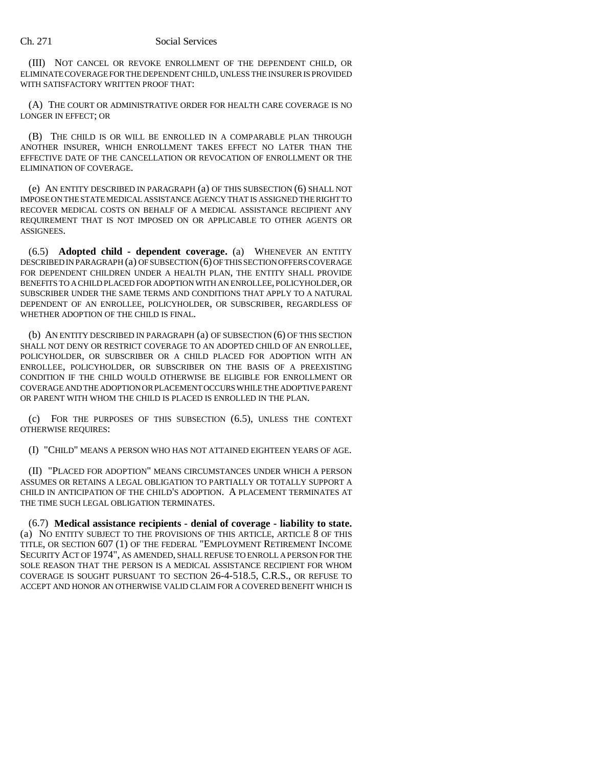(III) NOT CANCEL OR REVOKE ENROLLMENT OF THE DEPENDENT CHILD, OR ELIMINATE COVERAGE FOR THE DEPENDENT CHILD, UNLESS THE INSURER IS PROVIDED WITH SATISFACTORY WRITTEN PROOF THAT:

(A) THE COURT OR ADMINISTRATIVE ORDER FOR HEALTH CARE COVERAGE IS NO LONGER IN EFFECT; OR

(B) THE CHILD IS OR WILL BE ENROLLED IN A COMPARABLE PLAN THROUGH ANOTHER INSURER, WHICH ENROLLMENT TAKES EFFECT NO LATER THAN THE EFFECTIVE DATE OF THE CANCELLATION OR REVOCATION OF ENROLLMENT OR THE ELIMINATION OF COVERAGE.

(e) AN ENTITY DESCRIBED IN PARAGRAPH (a) OF THIS SUBSECTION (6) SHALL NOT IMPOSE ON THE STATE MEDICAL ASSISTANCE AGENCY THAT IS ASSIGNED THE RIGHT TO RECOVER MEDICAL COSTS ON BEHALF OF A MEDICAL ASSISTANCE RECIPIENT ANY REQUIREMENT THAT IS NOT IMPOSED ON OR APPLICABLE TO OTHER AGENTS OR ASSIGNEES.

(6.5) **Adopted child - dependent coverage.** (a) WHENEVER AN ENTITY DESCRIBED IN PARAGRAPH (a) OF SUBSECTION (6) OF THIS SECTION OFFERS COVERAGE FOR DEPENDENT CHILDREN UNDER A HEALTH PLAN, THE ENTITY SHALL PROVIDE BENEFITS TO A CHILD PLACED FOR ADOPTION WITH AN ENROLLEE, POLICYHOLDER, OR SUBSCRIBER UNDER THE SAME TERMS AND CONDITIONS THAT APPLY TO A NATURAL DEPENDENT OF AN ENROLLEE, POLICYHOLDER, OR SUBSCRIBER, REGARDLESS OF WHETHER ADOPTION OF THE CHILD IS FINAL.

(b) AN ENTITY DESCRIBED IN PARAGRAPH (a) OF SUBSECTION (6) OF THIS SECTION SHALL NOT DENY OR RESTRICT COVERAGE TO AN ADOPTED CHILD OF AN ENROLLEE, POLICYHOLDER, OR SUBSCRIBER OR A CHILD PLACED FOR ADOPTION WITH AN ENROLLEE, POLICYHOLDER, OR SUBSCRIBER ON THE BASIS OF A PREEXISTING CONDITION IF THE CHILD WOULD OTHERWISE BE ELIGIBLE FOR ENROLLMENT OR COVERAGE AND THE ADOPTION OR PLACEMENT OCCURS WHILE THE ADOPTIVE PARENT OR PARENT WITH WHOM THE CHILD IS PLACED IS ENROLLED IN THE PLAN.

(c) FOR THE PURPOSES OF THIS SUBSECTION (6.5), UNLESS THE CONTEXT OTHERWISE REQUIRES:

(I) "CHILD" MEANS A PERSON WHO HAS NOT ATTAINED EIGHTEEN YEARS OF AGE.

(II) "PLACED FOR ADOPTION" MEANS CIRCUMSTANCES UNDER WHICH A PERSON ASSUMES OR RETAINS A LEGAL OBLIGATION TO PARTIALLY OR TOTALLY SUPPORT A CHILD IN ANTICIPATION OF THE CHILD'S ADOPTION. A PLACEMENT TERMINATES AT THE TIME SUCH LEGAL OBLIGATION TERMINATES.

(6.7) **Medical assistance recipients - denial of coverage - liability to state.** (a) NO ENTITY SUBJECT TO THE PROVISIONS OF THIS ARTICLE, ARTICLE 8 OF THIS TITLE, OR SECTION 607 (1) OF THE FEDERAL "EMPLOYMENT RETIREMENT INCOME SECURITY ACT OF 1974", AS AMENDED, SHALL REFUSE TO ENROLL A PERSON FOR THE SOLE REASON THAT THE PERSON IS A MEDICAL ASSISTANCE RECIPIENT FOR WHOM COVERAGE IS SOUGHT PURSUANT TO SECTION 26-4-518.5, C.R.S., OR REFUSE TO ACCEPT AND HONOR AN OTHERWISE VALID CLAIM FOR A COVERED BENEFIT WHICH IS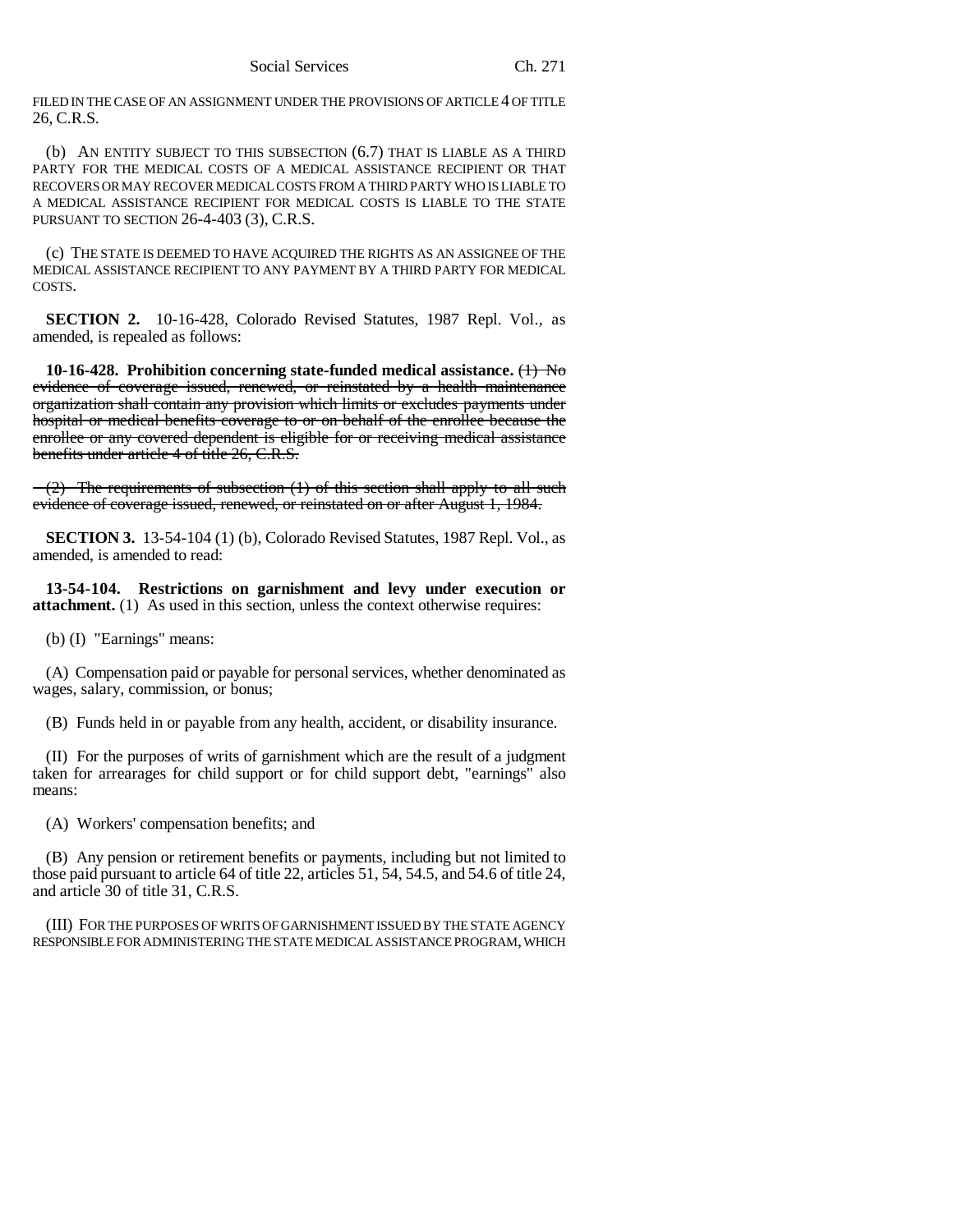FILED IN THE CASE OF AN ASSIGNMENT UNDER THE PROVISIONS OF ARTICLE 4 OF TITLE 26, C.R.S.

(b) AN ENTITY SUBJECT TO THIS SUBSECTION (6.7) THAT IS LIABLE AS A THIRD PARTY FOR THE MEDICAL COSTS OF A MEDICAL ASSISTANCE RECIPIENT OR THAT RECOVERS OR MAY RECOVER MEDICAL COSTS FROM A THIRD PARTY WHO IS LIABLE TO A MEDICAL ASSISTANCE RECIPIENT FOR MEDICAL COSTS IS LIABLE TO THE STATE PURSUANT TO SECTION 26-4-403 (3), C.R.S.

(c) THE STATE IS DEEMED TO HAVE ACQUIRED THE RIGHTS AS AN ASSIGNEE OF THE MEDICAL ASSISTANCE RECIPIENT TO ANY PAYMENT BY A THIRD PARTY FOR MEDICAL COSTS.

**SECTION 2.** 10-16-428, Colorado Revised Statutes, 1987 Repl. Vol., as amended, is repealed as follows:

**10-16-428. Prohibition concerning state-funded medical assistance.** ~~(1) No evidence of coverage issued, renewed, or reinstated by a health maintenance organization shall contain any provision which limits or excludes payments under hospital or medical benefits coverage to or on behalf of the enrollee because the enrollee or any covered dependent is eligible for or receiving medical assistance benefits under article 4 of title 26, C.R.S.~~

~~(2) The requirements of subsection (1) of this section shall apply to all such evidence of coverage issued, renewed, or reinstated on or after August 1, 1984.~~

**SECTION 3.** 13-54-104 (1) (b), Colorado Revised Statutes, 1987 Repl. Vol., as amended, is amended to read:

**13-54-104. Restrictions on garnishment and levy under execution or attachment.** (1) As used in this section, unless the context otherwise requires:

(b) (I) "Earnings" means:

(A) Compensation paid or payable for personal services, whether denominated as wages, salary, commission, or bonus;

(B) Funds held in or payable from any health, accident, or disability insurance.

(II) For the purposes of writs of garnishment which are the result of a judgment taken for arrearages for child support or for child support debt, "earnings" also means:

(A) Workers' compensation benefits; and

(B) Any pension or retirement benefits or payments, including but not limited to those paid pursuant to article 64 of title 22, articles 51, 54, 54.5, and 54.6 of title 24, and article 30 of title 31, C.R.S.

(III) FOR THE PURPOSES OF WRITS OF GARNISHMENT ISSUED BY THE STATE AGENCY RESPONSIBLE FOR ADMINISTERING THE STATE MEDICAL ASSISTANCE PROGRAM, WHICH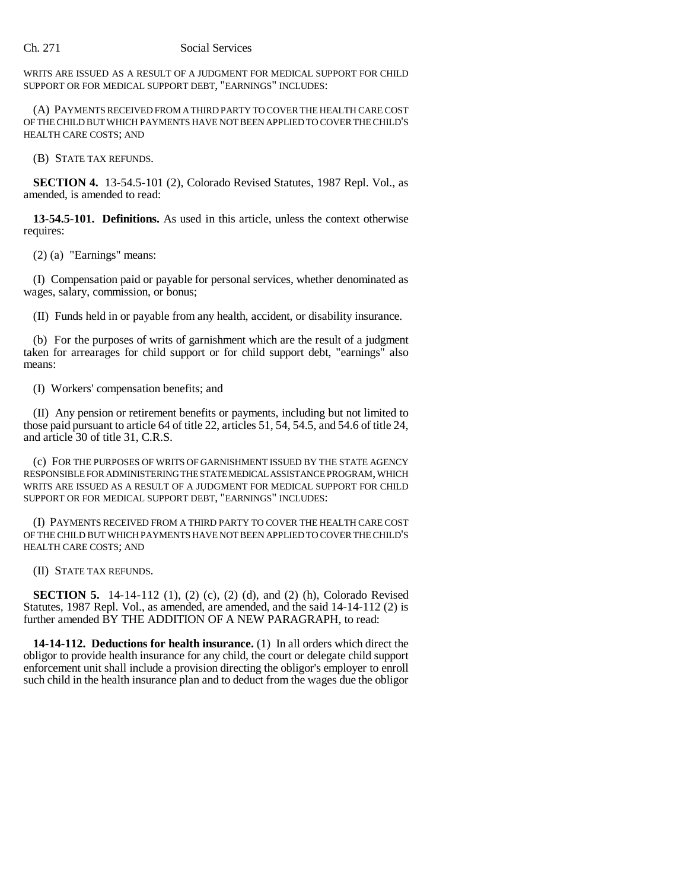WRITS ARE ISSUED AS A RESULT OF A JUDGMENT FOR MEDICAL SUPPORT FOR CHILD SUPPORT OR FOR MEDICAL SUPPORT DEBT, "EARNINGS" INCLUDES:

(A) PAYMENTS RECEIVED FROM A THIRD PARTY TO COVER THE HEALTH CARE COST OF THE CHILD BUT WHICH PAYMENTS HAVE NOT BEEN APPLIED TO COVER THE CHILD'S HEALTH CARE COSTS; AND

(B) STATE TAX REFUNDS.

**SECTION 4.** 13-54.5-101 (2), Colorado Revised Statutes, 1987 Repl. Vol., as amended, is amended to read:

**13-54.5-101. Definitions.** As used in this article, unless the context otherwise requires:

(2) (a) "Earnings" means:

(I) Compensation paid or payable for personal services, whether denominated as wages, salary, commission, or bonus;

(II) Funds held in or payable from any health, accident, or disability insurance.

(b) For the purposes of writs of garnishment which are the result of a judgment taken for arrearages for child support or for child support debt, "earnings" also means:

(I) Workers' compensation benefits; and

(II) Any pension or retirement benefits or payments, including but not limited to those paid pursuant to article 64 of title 22, articles 51, 54, 54.5, and 54.6 of title 24, and article 30 of title 31, C.R.S.

(c) FOR THE PURPOSES OF WRITS OF GARNISHMENT ISSUED BY THE STATE AGENCY RESPONSIBLE FOR ADMINISTERING THE STATE MEDICAL ASSISTANCE PROGRAM, WHICH WRITS ARE ISSUED AS A RESULT OF A JUDGMENT FOR MEDICAL SUPPORT FOR CHILD SUPPORT OR FOR MEDICAL SUPPORT DEBT, "EARNINGS" INCLUDES:

(I) PAYMENTS RECEIVED FROM A THIRD PARTY TO COVER THE HEALTH CARE COST OF THE CHILD BUT WHICH PAYMENTS HAVE NOT BEEN APPLIED TO COVER THE CHILD'S HEALTH CARE COSTS; AND

(II) STATE TAX REFUNDS.

**SECTION 5.** 14-14-112 (1), (2) (c), (2) (d), and (2) (h), Colorado Revised Statutes, 1987 Repl. Vol., as amended, are amended, and the said 14-14-112 (2) is further amended BY THE ADDITION OF A NEW PARAGRAPH, to read:

**14-14-112. Deductions for health insurance.** (1) In all orders which direct the obligor to provide health insurance for any child, the court or delegate child support enforcement unit shall include a provision directing the obligor's employer to enroll such child in the health insurance plan and to deduct from the wages due the obligor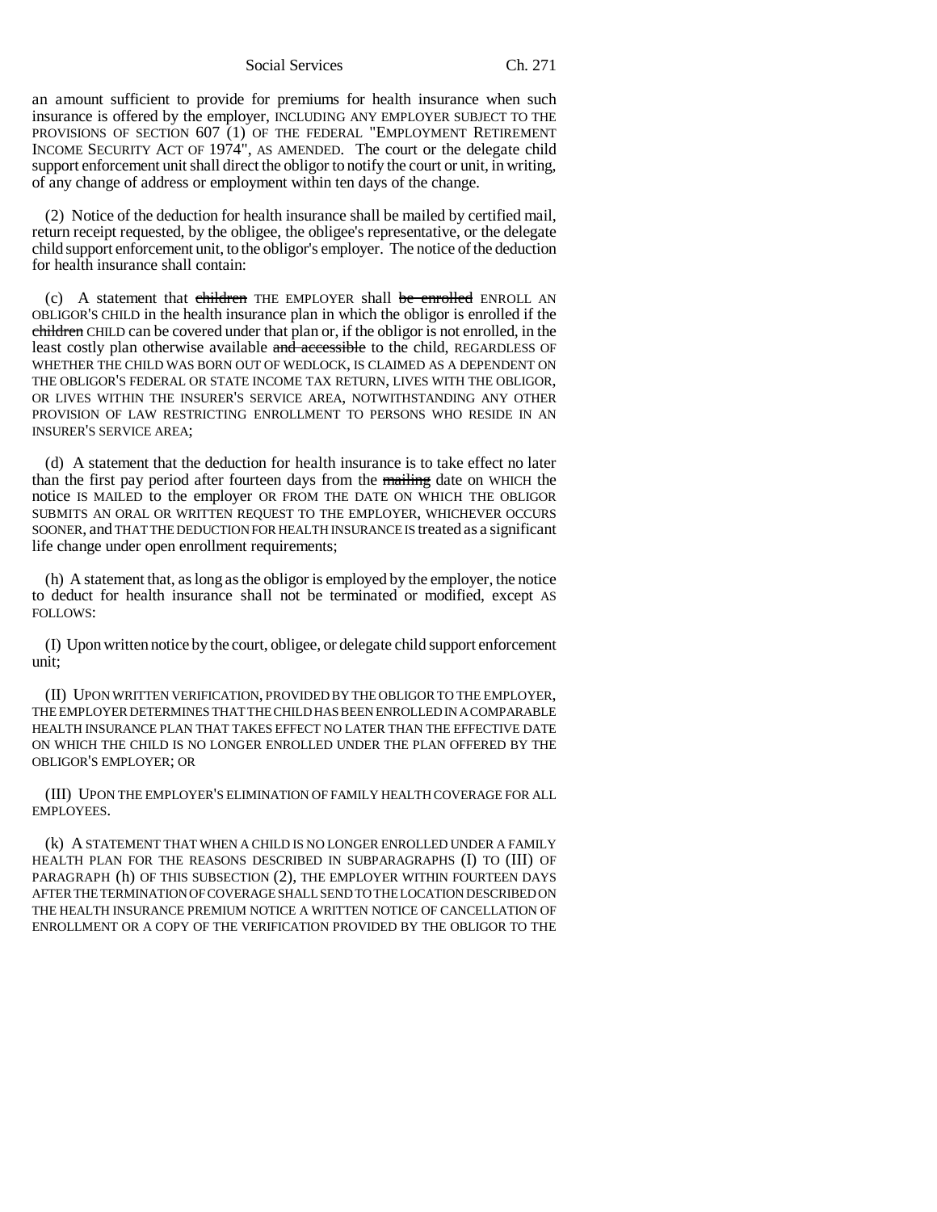an amount sufficient to provide for premiums for health insurance when such insurance is offered by the employer, INCLUDING ANY EMPLOYER SUBJECT TO THE PROVISIONS OF SECTION 607 (1) OF THE FEDERAL "EMPLOYMENT RETIREMENT INCOME SECURITY ACT OF 1974", AS AMENDED. The court or the delegate child support enforcement unit shall direct the obligor to notify the court or unit, in writing, of any change of address or employment within ten days of the change.

(2) Notice of the deduction for health insurance shall be mailed by certified mail, return receipt requested, by the obligee, the obligee's representative, or the delegate child support enforcement unit, to the obligor's employer. The notice of the deduction for health insurance shall contain:

(c) A statement that ~~children~~ THE EMPLOYER shall ~~be enrolled~~ ENROLL AN OBLIGOR'S CHILD in the health insurance plan in which the obligor is enrolled if the ~~children~~ CHILD can be covered under that plan or, if the obligor is not enrolled, in the least costly plan otherwise available ~~and accessible~~ to the child, REGARDLESS OF WHETHER THE CHILD WAS BORN OUT OF WEDLOCK, IS CLAIMED AS A DEPENDENT ON THE OBLIGOR'S FEDERAL OR STATE INCOME TAX RETURN, LIVES WITH THE OBLIGOR, OR LIVES WITHIN THE INSURER'S SERVICE AREA, NOTWITHSTANDING ANY OTHER PROVISION OF LAW RESTRICTING ENROLLMENT TO PERSONS WHO RESIDE IN AN INSURER'S SERVICE AREA;

(d) A statement that the deduction for health insurance is to take effect no later than the first pay period after fourteen days from the ~~mailing~~ date on WHICH the notice IS MAILED to the employer OR FROM THE DATE ON WHICH THE OBLIGOR SUBMITS AN ORAL OR WRITTEN REQUEST TO THE EMPLOYER, WHICHEVER OCCURS SOONER, and THAT THE DEDUCTION FOR HEALTH INSURANCE IS treated as a significant life change under open enrollment requirements;

(h) A statement that, as long as the obligor is employed by the employer, the notice to deduct for health insurance shall not be terminated or modified, except AS FOLLOWS:

(I) Upon written notice by the court, obligee, or delegate child support enforcement unit;

(II) UPON WRITTEN VERIFICATION, PROVIDED BY THE OBLIGOR TO THE EMPLOYER, THE EMPLOYER DETERMINES THAT THE CHILD HAS BEEN ENROLLED IN A COMPARABLE HEALTH INSURANCE PLAN THAT TAKES EFFECT NO LATER THAN THE EFFECTIVE DATE ON WHICH THE CHILD IS NO LONGER ENROLLED UNDER THE PLAN OFFERED BY THE OBLIGOR'S EMPLOYER; OR

(III) UPON THE EMPLOYER'S ELIMINATION OF FAMILY HEALTH COVERAGE FOR ALL EMPLOYEES.

(k) A STATEMENT THAT WHEN A CHILD IS NO LONGER ENROLLED UNDER A FAMILY HEALTH PLAN FOR THE REASONS DESCRIBED IN SUBPARAGRAPHS (I) TO (III) OF PARAGRAPH (h) OF THIS SUBSECTION (2), THE EMPLOYER WITHIN FOURTEEN DAYS AFTER THE TERMINATION OF COVERAGE SHALL SEND TO THE LOCATION DESCRIBED ON THE HEALTH INSURANCE PREMIUM NOTICE A WRITTEN NOTICE OF CANCELLATION OF ENROLLMENT OR A COPY OF THE VERIFICATION PROVIDED BY THE OBLIGOR TO THE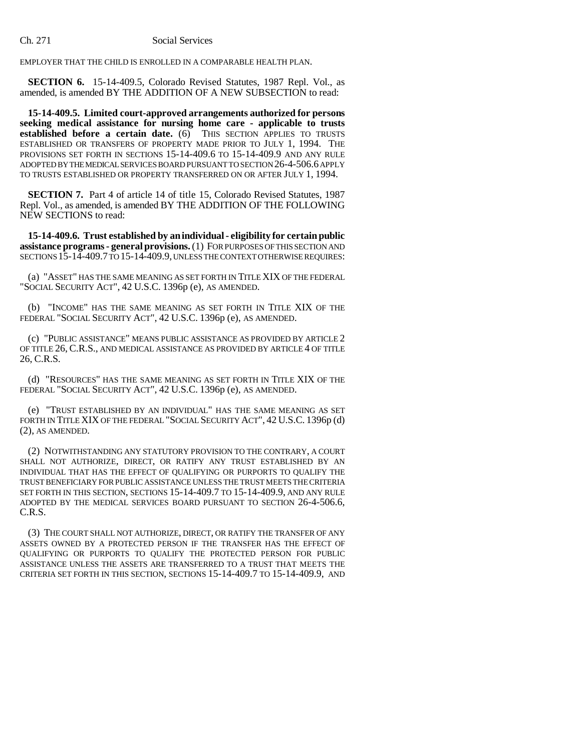EMPLOYER THAT THE CHILD IS ENROLLED IN A COMPARABLE HEALTH PLAN.

**SECTION 6.** 15-14-409.5, Colorado Revised Statutes, 1987 Repl. Vol., as amended, is amended BY THE ADDITION OF A NEW SUBSECTION to read:

**15-14-409.5. Limited court-approved arrangements authorized for persons seeking medical assistance for nursing home care - applicable to trusts established before a certain date.** (6) THIS SECTION APPLIES TO TRUSTS ESTABLISHED OR TRANSFERS OF PROPERTY MADE PRIOR TO JULY 1, 1994. THE PROVISIONS SET FORTH IN SECTIONS 15-14-409.6 TO 15-14-409.9 AND ANY RULE ADOPTED BY THE MEDICAL SERVICES BOARD PURSUANT TO SECTION 26-4-506.6 APPLY TO TRUSTS ESTABLISHED OR PROPERTY TRANSFERRED ON OR AFTER JULY 1, 1994.

**SECTION 7.** Part 4 of article 14 of title 15, Colorado Revised Statutes, 1987 Repl. Vol., as amended, is amended BY THE ADDITION OF THE FOLLOWING NEW SECTIONS to read:

**15-14-409.6. Trust established by an individual - eligibility for certain public assistance programs - general provisions.** (1) FOR PURPOSES OF THIS SECTION AND SECTIONS 15-14-409.7 TO 15-14-409.9, UNLESS THE CONTEXT OTHERWISE REQUIRES:

(a) "ASSET" HAS THE SAME MEANING AS SET FORTH IN TITLE XIX OF THE FEDERAL "SOCIAL SECURITY ACT", 42 U.S.C. 1396p (e), AS AMENDED.

(b) "INCOME" HAS THE SAME MEANING AS SET FORTH IN TITLE XIX OF THE FEDERAL "SOCIAL SECURITY ACT", 42 U.S.C. 1396p (e), AS AMENDED.

(c) "PUBLIC ASSISTANCE" MEANS PUBLIC ASSISTANCE AS PROVIDED BY ARTICLE 2 OF TITLE 26, C.R.S., AND MEDICAL ASSISTANCE AS PROVIDED BY ARTICLE 4 OF TITLE 26, C.R.S.

(d) "RESOURCES" HAS THE SAME MEANING AS SET FORTH IN TITLE XIX OF THE FEDERAL "SOCIAL SECURITY ACT", 42 U.S.C. 1396p (e), AS AMENDED.

(e) "TRUST ESTABLISHED BY AN INDIVIDUAL" HAS THE SAME MEANING AS SET FORTH IN TITLE XIX OF THE FEDERAL "SOCIAL SECURITY ACT", 42 U.S.C. 1396p (d) (2), AS AMENDED.

(2) NOTWITHSTANDING ANY STATUTORY PROVISION TO THE CONTRARY, A COURT SHALL NOT AUTHORIZE, DIRECT, OR RATIFY ANY TRUST ESTABLISHED BY AN INDIVIDUAL THAT HAS THE EFFECT OF QUALIFYING OR PURPORTS TO QUALIFY THE TRUST BENEFICIARY FOR PUBLIC ASSISTANCE UNLESS THE TRUST MEETS THE CRITERIA SET FORTH IN THIS SECTION, SECTIONS 15-14-409.7 TO 15-14-409.9, AND ANY RULE ADOPTED BY THE MEDICAL SERVICES BOARD PURSUANT TO SECTION 26-4-506.6, C.R.S.

(3) THE COURT SHALL NOT AUTHORIZE, DIRECT, OR RATIFY THE TRANSFER OF ANY ASSETS OWNED BY A PROTECTED PERSON IF THE TRANSFER HAS THE EFFECT OF QUALIFYING OR PURPORTS TO QUALIFY THE PROTECTED PERSON FOR PUBLIC ASSISTANCE UNLESS THE ASSETS ARE TRANSFERRED TO A TRUST THAT MEETS THE CRITERIA SET FORTH IN THIS SECTION, SECTIONS 15-14-409.7 TO 15-14-409.9, AND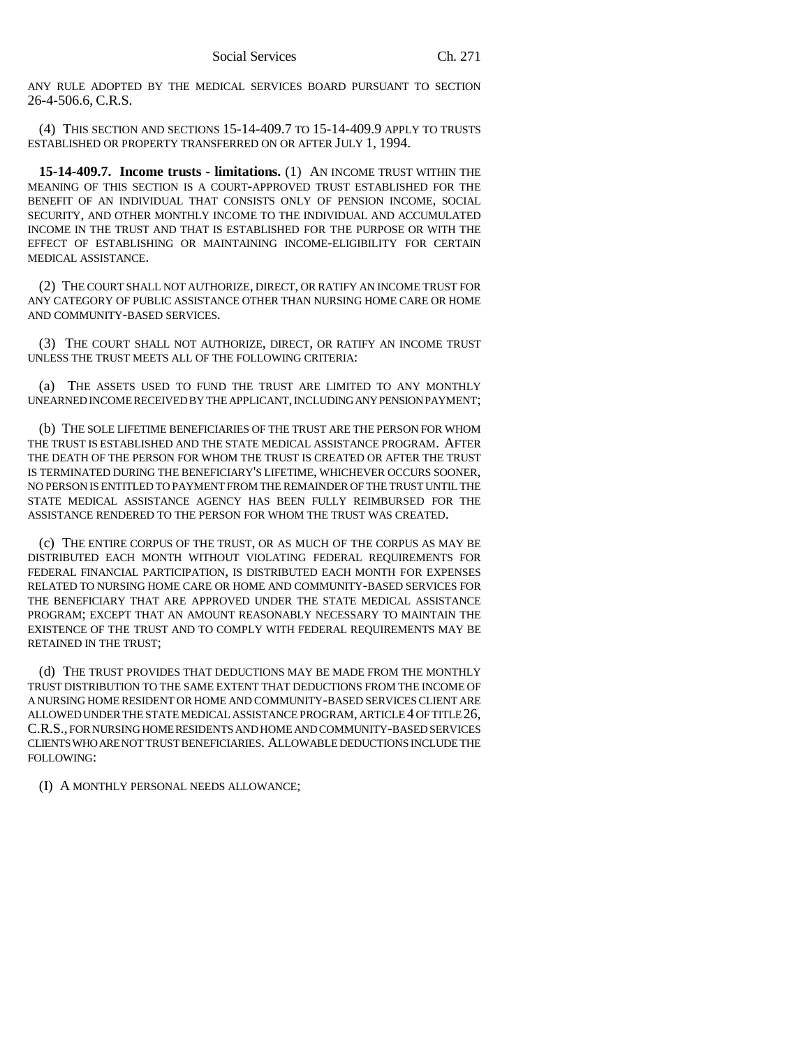ANY RULE ADOPTED BY THE MEDICAL SERVICES BOARD PURSUANT TO SECTION 26-4-506.6, C.R.S.

(4) THIS SECTION AND SECTIONS 15-14-409.7 TO 15-14-409.9 APPLY TO TRUSTS ESTABLISHED OR PROPERTY TRANSFERRED ON OR AFTER JULY 1, 1994.

**15-14-409.7. Income trusts - limitations.** (1) AN INCOME TRUST WITHIN THE MEANING OF THIS SECTION IS A COURT-APPROVED TRUST ESTABLISHED FOR THE BENEFIT OF AN INDIVIDUAL THAT CONSISTS ONLY OF PENSION INCOME, SOCIAL SECURITY, AND OTHER MONTHLY INCOME TO THE INDIVIDUAL AND ACCUMULATED INCOME IN THE TRUST AND THAT IS ESTABLISHED FOR THE PURPOSE OR WITH THE EFFECT OF ESTABLISHING OR MAINTAINING INCOME-ELIGIBILITY FOR CERTAIN MEDICAL ASSISTANCE.

(2) THE COURT SHALL NOT AUTHORIZE, DIRECT, OR RATIFY AN INCOME TRUST FOR ANY CATEGORY OF PUBLIC ASSISTANCE OTHER THAN NURSING HOME CARE OR HOME AND COMMUNITY-BASED SERVICES.

(3) THE COURT SHALL NOT AUTHORIZE, DIRECT, OR RATIFY AN INCOME TRUST UNLESS THE TRUST MEETS ALL OF THE FOLLOWING CRITERIA:

(a) THE ASSETS USED TO FUND THE TRUST ARE LIMITED TO ANY MONTHLY UNEARNED INCOME RECEIVED BY THE APPLICANT, INCLUDING ANY PENSION PAYMENT;

(b) THE SOLE LIFETIME BENEFICIARIES OF THE TRUST ARE THE PERSON FOR WHOM THE TRUST IS ESTABLISHED AND THE STATE MEDICAL ASSISTANCE PROGRAM. AFTER THE DEATH OF THE PERSON FOR WHOM THE TRUST IS CREATED OR AFTER THE TRUST IS TERMINATED DURING THE BENEFICIARY'S LIFETIME, WHICHEVER OCCURS SOONER, NO PERSON IS ENTITLED TO PAYMENT FROM THE REMAINDER OF THE TRUST UNTIL THE STATE MEDICAL ASSISTANCE AGENCY HAS BEEN FULLY REIMBURSED FOR THE ASSISTANCE RENDERED TO THE PERSON FOR WHOM THE TRUST WAS CREATED.

(c) THE ENTIRE CORPUS OF THE TRUST, OR AS MUCH OF THE CORPUS AS MAY BE DISTRIBUTED EACH MONTH WITHOUT VIOLATING FEDERAL REQUIREMENTS FOR FEDERAL FINANCIAL PARTICIPATION, IS DISTRIBUTED EACH MONTH FOR EXPENSES RELATED TO NURSING HOME CARE OR HOME AND COMMUNITY-BASED SERVICES FOR THE BENEFICIARY THAT ARE APPROVED UNDER THE STATE MEDICAL ASSISTANCE PROGRAM; EXCEPT THAT AN AMOUNT REASONABLY NECESSARY TO MAINTAIN THE EXISTENCE OF THE TRUST AND TO COMPLY WITH FEDERAL REQUIREMENTS MAY BE RETAINED IN THE TRUST;

(d) THE TRUST PROVIDES THAT DEDUCTIONS MAY BE MADE FROM THE MONTHLY TRUST DISTRIBUTION TO THE SAME EXTENT THAT DEDUCTIONS FROM THE INCOME OF A NURSING HOME RESIDENT OR HOME AND COMMUNITY-BASED SERVICES CLIENT ARE ALLOWED UNDER THE STATE MEDICAL ASSISTANCE PROGRAM, ARTICLE 4 OF TITLE 26, C.R.S., FOR NURSING HOME RESIDENTS AND HOME AND COMMUNITY-BASED SERVICES CLIENTS WHO ARE NOT TRUST BENEFICIARIES. ALLOWABLE DEDUCTIONS INCLUDE THE FOLLOWING:

(I) A MONTHLY PERSONAL NEEDS ALLOWANCE;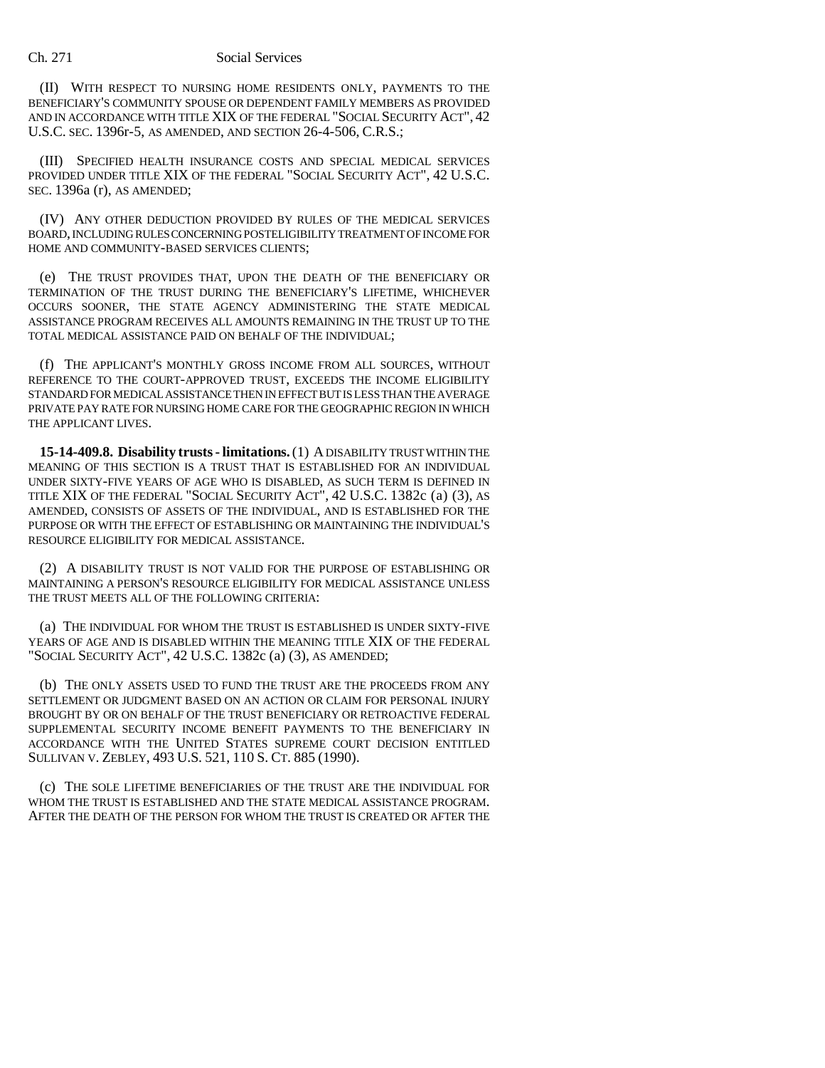(II) WITH RESPECT TO NURSING HOME RESIDENTS ONLY, PAYMENTS TO THE BENEFICIARY'S COMMUNITY SPOUSE OR DEPENDENT FAMILY MEMBERS AS PROVIDED AND IN ACCORDANCE WITH TITLE XIX OF THE FEDERAL "SOCIAL SECURITY ACT", 42 U.S.C. SEC. 1396r-5, AS AMENDED, AND SECTION 26-4-506, C.R.S.;

(III) SPECIFIED HEALTH INSURANCE COSTS AND SPECIAL MEDICAL SERVICES PROVIDED UNDER TITLE XIX OF THE FEDERAL "SOCIAL SECURITY ACT", 42 U.S.C. SEC. 1396a (r), AS AMENDED;

(IV) ANY OTHER DEDUCTION PROVIDED BY RULES OF THE MEDICAL SERVICES BOARD, INCLUDING RULES CONCERNING POSTELIGIBILITY TREATMENT OF INCOME FOR HOME AND COMMUNITY-BASED SERVICES CLIENTS;

(e) THE TRUST PROVIDES THAT, UPON THE DEATH OF THE BENEFICIARY OR TERMINATION OF THE TRUST DURING THE BENEFICIARY'S LIFETIME, WHICHEVER OCCURS SOONER, THE STATE AGENCY ADMINISTERING THE STATE MEDICAL ASSISTANCE PROGRAM RECEIVES ALL AMOUNTS REMAINING IN THE TRUST UP TO THE TOTAL MEDICAL ASSISTANCE PAID ON BEHALF OF THE INDIVIDUAL;

(f) THE APPLICANT'S MONTHLY GROSS INCOME FROM ALL SOURCES, WITHOUT REFERENCE TO THE COURT-APPROVED TRUST, EXCEEDS THE INCOME ELIGIBILITY STANDARD FOR MEDICAL ASSISTANCE THEN IN EFFECT BUT IS LESS THAN THE AVERAGE PRIVATE PAY RATE FOR NURSING HOME CARE FOR THE GEOGRAPHIC REGION IN WHICH THE APPLICANT LIVES.

**15-14-409.8. Disability trusts - limitations.** (1) A DISABILITY TRUST WITHIN THE MEANING OF THIS SECTION IS A TRUST THAT IS ESTABLISHED FOR AN INDIVIDUAL UNDER SIXTY-FIVE YEARS OF AGE WHO IS DISABLED, AS SUCH TERM IS DEFINED IN TITLE XIX OF THE FEDERAL "SOCIAL SECURITY ACT", 42 U.S.C. 1382c (a) (3), AS AMENDED, CONSISTS OF ASSETS OF THE INDIVIDUAL, AND IS ESTABLISHED FOR THE PURPOSE OR WITH THE EFFECT OF ESTABLISHING OR MAINTAINING THE INDIVIDUAL'S RESOURCE ELIGIBILITY FOR MEDICAL ASSISTANCE.

(2) A DISABILITY TRUST IS NOT VALID FOR THE PURPOSE OF ESTABLISHING OR MAINTAINING A PERSON'S RESOURCE ELIGIBILITY FOR MEDICAL ASSISTANCE UNLESS THE TRUST MEETS ALL OF THE FOLLOWING CRITERIA:

(a) THE INDIVIDUAL FOR WHOM THE TRUST IS ESTABLISHED IS UNDER SIXTY-FIVE YEARS OF AGE AND IS DISABLED WITHIN THE MEANING TITLE XIX OF THE FEDERAL "SOCIAL SECURITY ACT", 42 U.S.C. 1382c (a) (3), AS AMENDED;

(b) THE ONLY ASSETS USED TO FUND THE TRUST ARE THE PROCEEDS FROM ANY SETTLEMENT OR JUDGMENT BASED ON AN ACTION OR CLAIM FOR PERSONAL INJURY BROUGHT BY OR ON BEHALF OF THE TRUST BENEFICIARY OR RETROACTIVE FEDERAL SUPPLEMENTAL SECURITY INCOME BENEFIT PAYMENTS TO THE BENEFICIARY IN ACCORDANCE WITH THE UNITED STATES SUPREME COURT DECISION ENTITLED SULLIVAN V. ZEBLEY, 493 U.S. 521, 110 S. CT. 885 (1990).

(c) THE SOLE LIFETIME BENEFICIARIES OF THE TRUST ARE THE INDIVIDUAL FOR WHOM THE TRUST IS ESTABLISHED AND THE STATE MEDICAL ASSISTANCE PROGRAM. AFTER THE DEATH OF THE PERSON FOR WHOM THE TRUST IS CREATED OR AFTER THE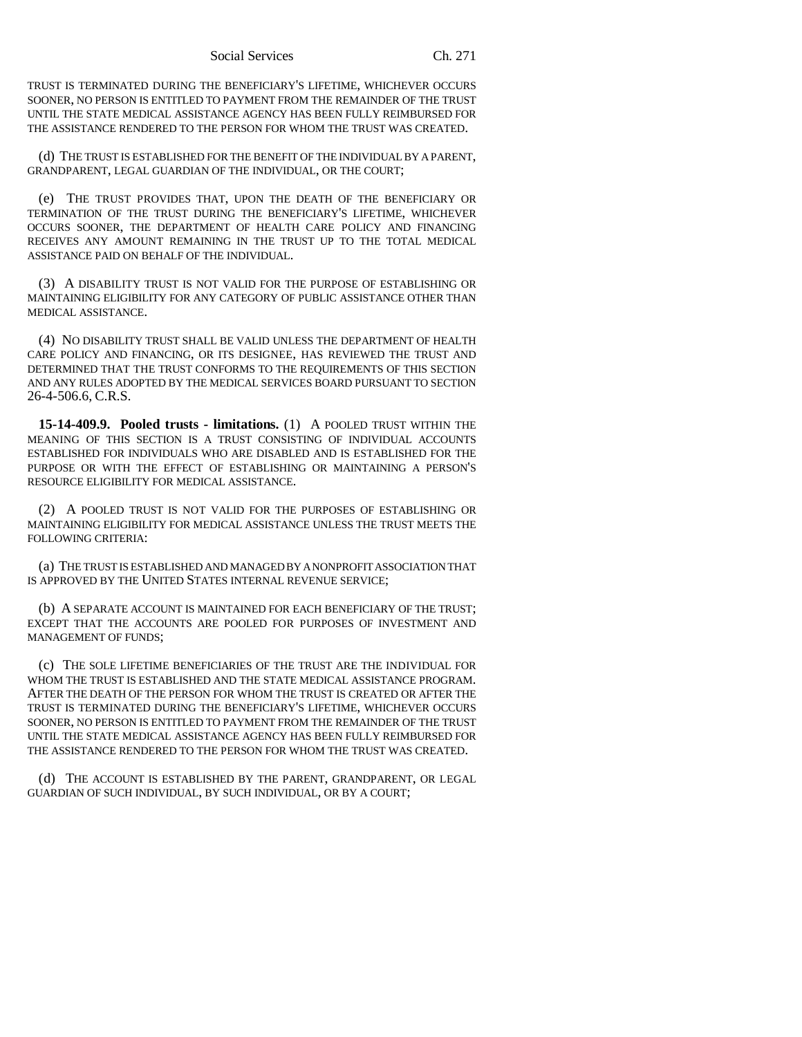TRUST IS TERMINATED DURING THE BENEFICIARY'S LIFETIME, WHICHEVER OCCURS SOONER, NO PERSON IS ENTITLED TO PAYMENT FROM THE REMAINDER OF THE TRUST UNTIL THE STATE MEDICAL ASSISTANCE AGENCY HAS BEEN FULLY REIMBURSED FOR THE ASSISTANCE RENDERED TO THE PERSON FOR WHOM THE TRUST WAS CREATED.

(d) THE TRUST IS ESTABLISHED FOR THE BENEFIT OF THE INDIVIDUAL BY A PARENT, GRANDPARENT, LEGAL GUARDIAN OF THE INDIVIDUAL, OR THE COURT;

(e) THE TRUST PROVIDES THAT, UPON THE DEATH OF THE BENEFICIARY OR TERMINATION OF THE TRUST DURING THE BENEFICIARY'S LIFETIME, WHICHEVER OCCURS SOONER, THE DEPARTMENT OF HEALTH CARE POLICY AND FINANCING RECEIVES ANY AMOUNT REMAINING IN THE TRUST UP TO THE TOTAL MEDICAL ASSISTANCE PAID ON BEHALF OF THE INDIVIDUAL.

(3) A DISABILITY TRUST IS NOT VALID FOR THE PURPOSE OF ESTABLISHING OR MAINTAINING ELIGIBILITY FOR ANY CATEGORY OF PUBLIC ASSISTANCE OTHER THAN MEDICAL ASSISTANCE.

(4) NO DISABILITY TRUST SHALL BE VALID UNLESS THE DEPARTMENT OF HEALTH CARE POLICY AND FINANCING, OR ITS DESIGNEE, HAS REVIEWED THE TRUST AND DETERMINED THAT THE TRUST CONFORMS TO THE REQUIREMENTS OF THIS SECTION AND ANY RULES ADOPTED BY THE MEDICAL SERVICES BOARD PURSUANT TO SECTION 26-4-506.6, C.R.S.

**15-14-409.9. Pooled trusts - limitations.** (1) A POOLED TRUST WITHIN THE MEANING OF THIS SECTION IS A TRUST CONSISTING OF INDIVIDUAL ACCOUNTS ESTABLISHED FOR INDIVIDUALS WHO ARE DISABLED AND IS ESTABLISHED FOR THE PURPOSE OR WITH THE EFFECT OF ESTABLISHING OR MAINTAINING A PERSON'S RESOURCE ELIGIBILITY FOR MEDICAL ASSISTANCE.

(2) A POOLED TRUST IS NOT VALID FOR THE PURPOSES OF ESTABLISHING OR MAINTAINING ELIGIBILITY FOR MEDICAL ASSISTANCE UNLESS THE TRUST MEETS THE FOLLOWING CRITERIA:

(a) THE TRUST IS ESTABLISHED AND MANAGED BY A NONPROFIT ASSOCIATION THAT IS APPROVED BY THE UNITED STATES INTERNAL REVENUE SERVICE;

(b) A SEPARATE ACCOUNT IS MAINTAINED FOR EACH BENEFICIARY OF THE TRUST; EXCEPT THAT THE ACCOUNTS ARE POOLED FOR PURPOSES OF INVESTMENT AND MANAGEMENT OF FUNDS;

(c) THE SOLE LIFETIME BENEFICIARIES OF THE TRUST ARE THE INDIVIDUAL FOR WHOM THE TRUST IS ESTABLISHED AND THE STATE MEDICAL ASSISTANCE PROGRAM. AFTER THE DEATH OF THE PERSON FOR WHOM THE TRUST IS CREATED OR AFTER THE TRUST IS TERMINATED DURING THE BENEFICIARY'S LIFETIME, WHICHEVER OCCURS SOONER, NO PERSON IS ENTITLED TO PAYMENT FROM THE REMAINDER OF THE TRUST UNTIL THE STATE MEDICAL ASSISTANCE AGENCY HAS BEEN FULLY REIMBURSED FOR THE ASSISTANCE RENDERED TO THE PERSON FOR WHOM THE TRUST WAS CREATED.

(d) THE ACCOUNT IS ESTABLISHED BY THE PARENT, GRANDPARENT, OR LEGAL GUARDIAN OF SUCH INDIVIDUAL, BY SUCH INDIVIDUAL, OR BY A COURT;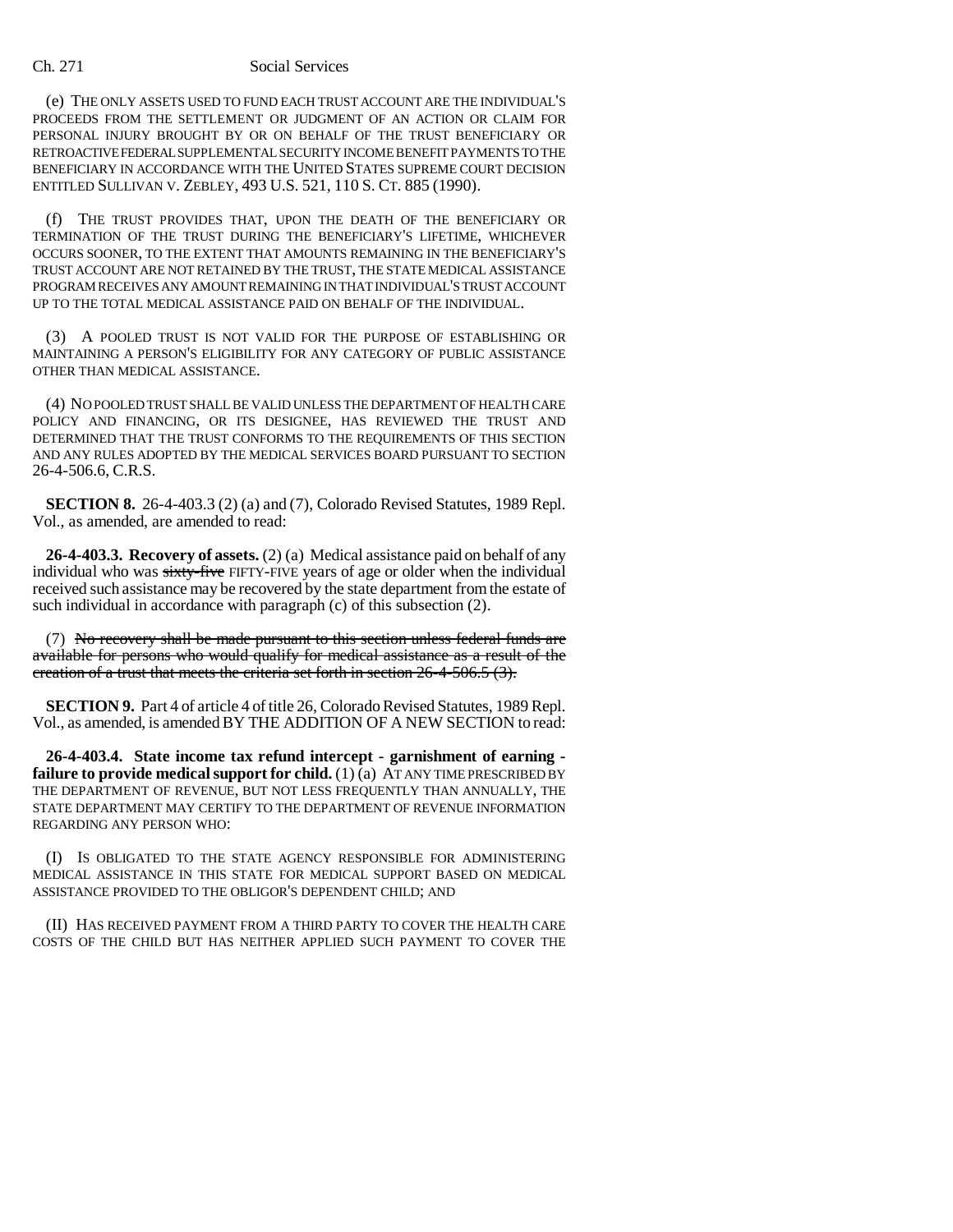(e) THE ONLY ASSETS USED TO FUND EACH TRUST ACCOUNT ARE THE INDIVIDUAL'S PROCEEDS FROM THE SETTLEMENT OR JUDGMENT OF AN ACTION OR CLAIM FOR PERSONAL INJURY BROUGHT BY OR ON BEHALF OF THE TRUST BENEFICIARY OR RETROACTIVE FEDERAL SUPPLEMENTAL SECURITY INCOME BENEFIT PAYMENTS TO THE BENEFICIARY IN ACCORDANCE WITH THE UNITED STATES SUPREME COURT DECISION ENTITLED SULLIVAN V. ZEBLEY, 493 U.S. 521, 110 S. CT. 885 (1990).

(f) THE TRUST PROVIDES THAT, UPON THE DEATH OF THE BENEFICIARY OR TERMINATION OF THE TRUST DURING THE BENEFICIARY'S LIFETIME, WHICHEVER OCCURS SOONER, TO THE EXTENT THAT AMOUNTS REMAINING IN THE BENEFICIARY'S TRUST ACCOUNT ARE NOT RETAINED BY THE TRUST, THE STATE MEDICAL ASSISTANCE PROGRAM RECEIVES ANY AMOUNT REMAINING IN THAT INDIVIDUAL'S TRUST ACCOUNT UP TO THE TOTAL MEDICAL ASSISTANCE PAID ON BEHALF OF THE INDIVIDUAL.

(3) A POOLED TRUST IS NOT VALID FOR THE PURPOSE OF ESTABLISHING OR MAINTAINING A PERSON'S ELIGIBILITY FOR ANY CATEGORY OF PUBLIC ASSISTANCE OTHER THAN MEDICAL ASSISTANCE.

(4) NO POOLED TRUST SHALL BE VALID UNLESS THE DEPARTMENT OF HEALTH CARE POLICY AND FINANCING, OR ITS DESIGNEE, HAS REVIEWED THE TRUST AND DETERMINED THAT THE TRUST CONFORMS TO THE REQUIREMENTS OF THIS SECTION AND ANY RULES ADOPTED BY THE MEDICAL SERVICES BOARD PURSUANT TO SECTION 26-4-506.6, C.R.S.

**SECTION 8.** 26-4-403.3 (2) (a) and (7), Colorado Revised Statutes, 1989 Repl. Vol., as amended, are amended to read:

**26-4-403.3. Recovery of assets.** (2) (a) Medical assistance paid on behalf of any individual who was ~~sixty-five~~ FIFTY-FIVE years of age or older when the individual received such assistance may be recovered by the state department from the estate of such individual in accordance with paragraph (c) of this subsection (2).

(7) ~~No recovery shall be made pursuant to this section unless federal funds are available for persons who would qualify for medical assistance as a result of the creation of a trust that meets the criteria set forth in section 26-4-506.5 (3).~~

**SECTION 9.** Part 4 of article 4 of title 26, Colorado Revised Statutes, 1989 Repl. Vol., as amended, is amended BY THE ADDITION OF A NEW SECTION to read:

**26-4-403.4. State income tax refund intercept - garnishment of earning - failure to provide medical support for child.** (1) (a) AT ANY TIME PRESCRIBED BY THE DEPARTMENT OF REVENUE, BUT NOT LESS FREQUENTLY THAN ANNUALLY, THE STATE DEPARTMENT MAY CERTIFY TO THE DEPARTMENT OF REVENUE INFORMATION REGARDING ANY PERSON WHO:

(I) IS OBLIGATED TO THE STATE AGENCY RESPONSIBLE FOR ADMINISTERING MEDICAL ASSISTANCE IN THIS STATE FOR MEDICAL SUPPORT BASED ON MEDICAL ASSISTANCE PROVIDED TO THE OBLIGOR'S DEPENDENT CHILD; AND

(II) HAS RECEIVED PAYMENT FROM A THIRD PARTY TO COVER THE HEALTH CARE COSTS OF THE CHILD BUT HAS NEITHER APPLIED SUCH PAYMENT TO COVER THE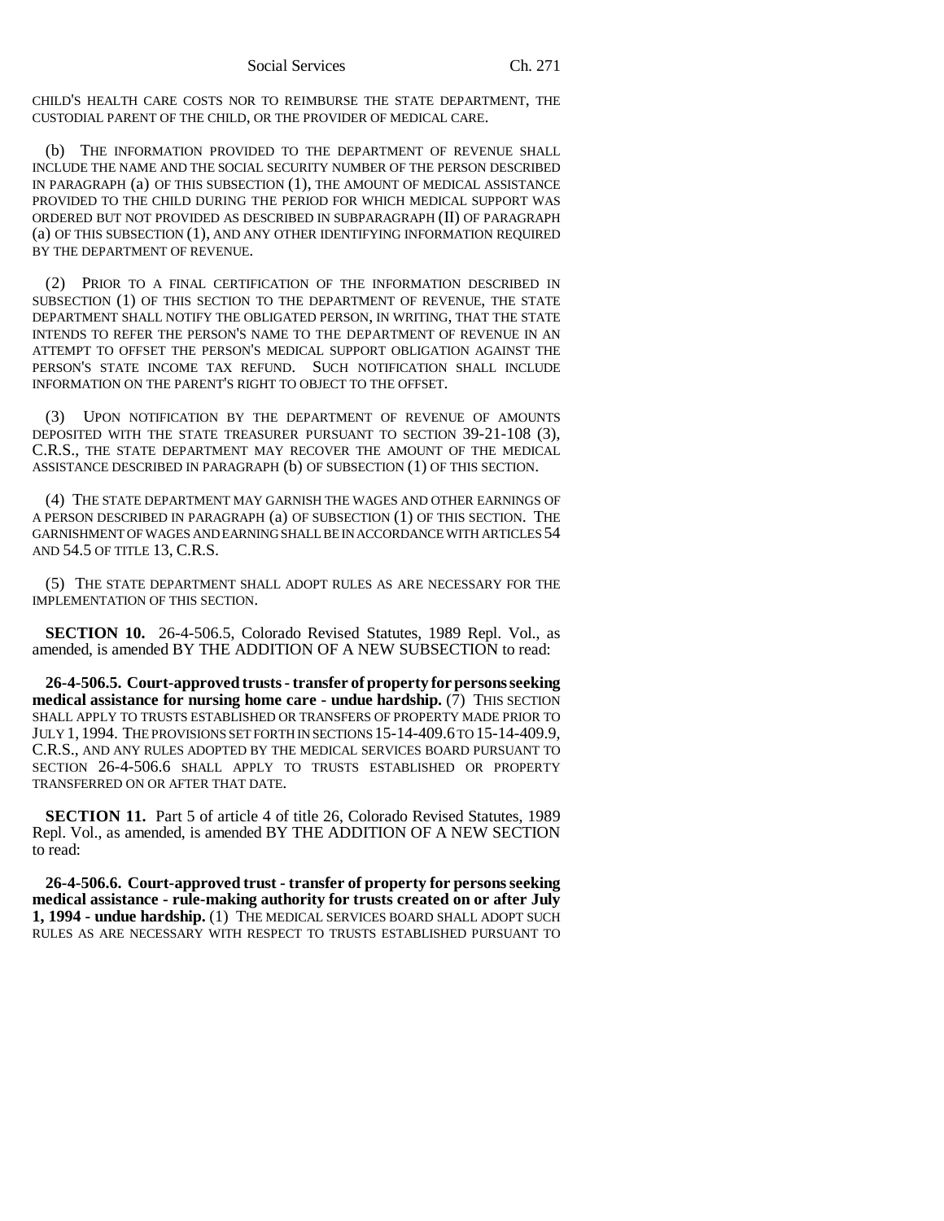CHILD'S HEALTH CARE COSTS NOR TO REIMBURSE THE STATE DEPARTMENT, THE CUSTODIAL PARENT OF THE CHILD, OR THE PROVIDER OF MEDICAL CARE.

(b) THE INFORMATION PROVIDED TO THE DEPARTMENT OF REVENUE SHALL INCLUDE THE NAME AND THE SOCIAL SECURITY NUMBER OF THE PERSON DESCRIBED IN PARAGRAPH (a) OF THIS SUBSECTION (1), THE AMOUNT OF MEDICAL ASSISTANCE PROVIDED TO THE CHILD DURING THE PERIOD FOR WHICH MEDICAL SUPPORT WAS ORDERED BUT NOT PROVIDED AS DESCRIBED IN SUBPARAGRAPH (II) OF PARAGRAPH (a) OF THIS SUBSECTION (1), AND ANY OTHER IDENTIFYING INFORMATION REQUIRED BY THE DEPARTMENT OF REVENUE.

(2) PRIOR TO A FINAL CERTIFICATION OF THE INFORMATION DESCRIBED IN SUBSECTION (1) OF THIS SECTION TO THE DEPARTMENT OF REVENUE, THE STATE DEPARTMENT SHALL NOTIFY THE OBLIGATED PERSON, IN WRITING, THAT THE STATE INTENDS TO REFER THE PERSON'S NAME TO THE DEPARTMENT OF REVENUE IN AN ATTEMPT TO OFFSET THE PERSON'S MEDICAL SUPPORT OBLIGATION AGAINST THE PERSON'S STATE INCOME TAX REFUND. SUCH NOTIFICATION SHALL INCLUDE INFORMATION ON THE PARENT'S RIGHT TO OBJECT TO THE OFFSET.

(3) UPON NOTIFICATION BY THE DEPARTMENT OF REVENUE OF AMOUNTS DEPOSITED WITH THE STATE TREASURER PURSUANT TO SECTION 39-21-108 (3), C.R.S., THE STATE DEPARTMENT MAY RECOVER THE AMOUNT OF THE MEDICAL ASSISTANCE DESCRIBED IN PARAGRAPH (b) OF SUBSECTION (1) OF THIS SECTION.

(4) THE STATE DEPARTMENT MAY GARNISH THE WAGES AND OTHER EARNINGS OF A PERSON DESCRIBED IN PARAGRAPH (a) OF SUBSECTION (1) OF THIS SECTION. THE GARNISHMENT OF WAGES AND EARNING SHALL BE IN ACCORDANCE WITH ARTICLES 54 AND 54.5 OF TITLE 13, C.R.S.

(5) THE STATE DEPARTMENT SHALL ADOPT RULES AS ARE NECESSARY FOR THE IMPLEMENTATION OF THIS SECTION.

**SECTION 10.** 26-4-506.5, Colorado Revised Statutes, 1989 Repl. Vol., as amended, is amended BY THE ADDITION OF A NEW SUBSECTION to read:

**26-4-506.5. Court-approved trusts - transfer of property for persons seeking medical assistance for nursing home care - undue hardship.** (7) THIS SECTION SHALL APPLY TO TRUSTS ESTABLISHED OR TRANSFERS OF PROPERTY MADE PRIOR TO JULY 1, 1994. THE PROVISIONS SET FORTH IN SECTIONS 15-14-409.6 TO 15-14-409.9, C.R.S., AND ANY RULES ADOPTED BY THE MEDICAL SERVICES BOARD PURSUANT TO SECTION 26-4-506.6 SHALL APPLY TO TRUSTS ESTABLISHED OR PROPERTY TRANSFERRED ON OR AFTER THAT DATE.

**SECTION 11.** Part 5 of article 4 of title 26, Colorado Revised Statutes, 1989 Repl. Vol., as amended, is amended BY THE ADDITION OF A NEW SECTION to read:

**26-4-506.6. Court-approved trust - transfer of property for persons seeking medical assistance - rule-making authority for trusts created on or after July 1, 1994 - undue hardship.** (1) THE MEDICAL SERVICES BOARD SHALL ADOPT SUCH RULES AS ARE NECESSARY WITH RESPECT TO TRUSTS ESTABLISHED PURSUANT TO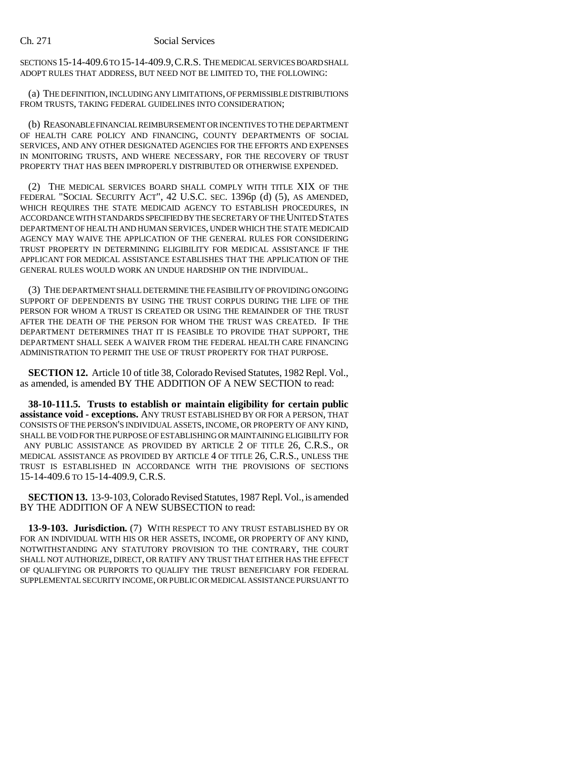SECTIONS 15-14-409.6 TO 15-14-409.9, C.R.S. THE MEDICAL SERVICES BOARD SHALL ADOPT RULES THAT ADDRESS, BUT NEED NOT BE LIMITED TO, THE FOLLOWING:

(a) THE DEFINITION, INCLUDING ANY LIMITATIONS, OF PERMISSIBLE DISTRIBUTIONS FROM TRUSTS, TAKING FEDERAL GUIDELINES INTO CONSIDERATION;

(b) REASONABLE FINANCIAL REIMBURSEMENT OR INCENTIVES TO THE DEPARTMENT OF HEALTH CARE POLICY AND FINANCING, COUNTY DEPARTMENTS OF SOCIAL SERVICES, AND ANY OTHER DESIGNATED AGENCIES FOR THE EFFORTS AND EXPENSES IN MONITORING TRUSTS, AND WHERE NECESSARY, FOR THE RECOVERY OF TRUST PROPERTY THAT HAS BEEN IMPROPERLY DISTRIBUTED OR OTHERWISE EXPENDED.

(2) THE MEDICAL SERVICES BOARD SHALL COMPLY WITH TITLE XIX OF THE FEDERAL "SOCIAL SECURITY ACT", 42 U.S.C. SEC. 1396p (d) (5), AS AMENDED, WHICH REQUIRES THE STATE MEDICAID AGENCY TO ESTABLISH PROCEDURES, IN ACCORDANCE WITH STANDARDS SPECIFIED BY THE SECRETARY OF THE UNITED STATES DEPARTMENT OF HEALTH AND HUMAN SERVICES, UNDER WHICH THE STATE MEDICAID AGENCY MAY WAIVE THE APPLICATION OF THE GENERAL RULES FOR CONSIDERING TRUST PROPERTY IN DETERMINING ELIGIBILITY FOR MEDICAL ASSISTANCE IF THE APPLICANT FOR MEDICAL ASSISTANCE ESTABLISHES THAT THE APPLICATION OF THE GENERAL RULES WOULD WORK AN UNDUE HARDSHIP ON THE INDIVIDUAL.

(3) THE DEPARTMENT SHALL DETERMINE THE FEASIBILITY OF PROVIDING ONGOING SUPPORT OF DEPENDENTS BY USING THE TRUST CORPUS DURING THE LIFE OF THE PERSON FOR WHOM A TRUST IS CREATED OR USING THE REMAINDER OF THE TRUST AFTER THE DEATH OF THE PERSON FOR WHOM THE TRUST WAS CREATED. IF THE DEPARTMENT DETERMINES THAT IT IS FEASIBLE TO PROVIDE THAT SUPPORT, THE DEPARTMENT SHALL SEEK A WAIVER FROM THE FEDERAL HEALTH CARE FINANCING ADMINISTRATION TO PERMIT THE USE OF TRUST PROPERTY FOR THAT PURPOSE.

**SECTION 12.** Article 10 of title 38, Colorado Revised Statutes, 1982 Repl. Vol., as amended, is amended BY THE ADDITION OF A NEW SECTION to read:

**38-10-111.5. Trusts to establish or maintain eligibility for certain public assistance void - exceptions.** ANY TRUST ESTABLISHED BY OR FOR A PERSON, THAT CONSISTS OF THE PERSON'S INDIVIDUAL ASSETS, INCOME, OR PROPERTY OF ANY KIND, SHALL BE VOID FOR THE PURPOSE OF ESTABLISHING OR MAINTAINING ELIGIBILITY FOR ANY PUBLIC ASSISTANCE AS PROVIDED BY ARTICLE 2 OF TITLE 26, C.R.S., OR MEDICAL ASSISTANCE AS PROVIDED BY ARTICLE 4 OF TITLE 26, C.R.S., UNLESS THE TRUST IS ESTABLISHED IN ACCORDANCE WITH THE PROVISIONS OF SECTIONS 15-14-409.6 TO 15-14-409.9, C.R.S.

**SECTION 13.** 13-9-103, Colorado Revised Statutes, 1987 Repl. Vol., is amended BY THE ADDITION OF A NEW SUBSECTION to read:

**13-9-103. Jurisdiction.** (7) WITH RESPECT TO ANY TRUST ESTABLISHED BY OR FOR AN INDIVIDUAL WITH HIS OR HER ASSETS, INCOME, OR PROPERTY OF ANY KIND, NOTWITHSTANDING ANY STATUTORY PROVISION TO THE CONTRARY, THE COURT SHALL NOT AUTHORIZE, DIRECT, OR RATIFY ANY TRUST THAT EITHER HAS THE EFFECT OF QUALIFYING OR PURPORTS TO QUALIFY THE TRUST BENEFICIARY FOR FEDERAL SUPPLEMENTAL SECURITY INCOME, OR PUBLIC OR MEDICAL ASSISTANCE PURSUANT TO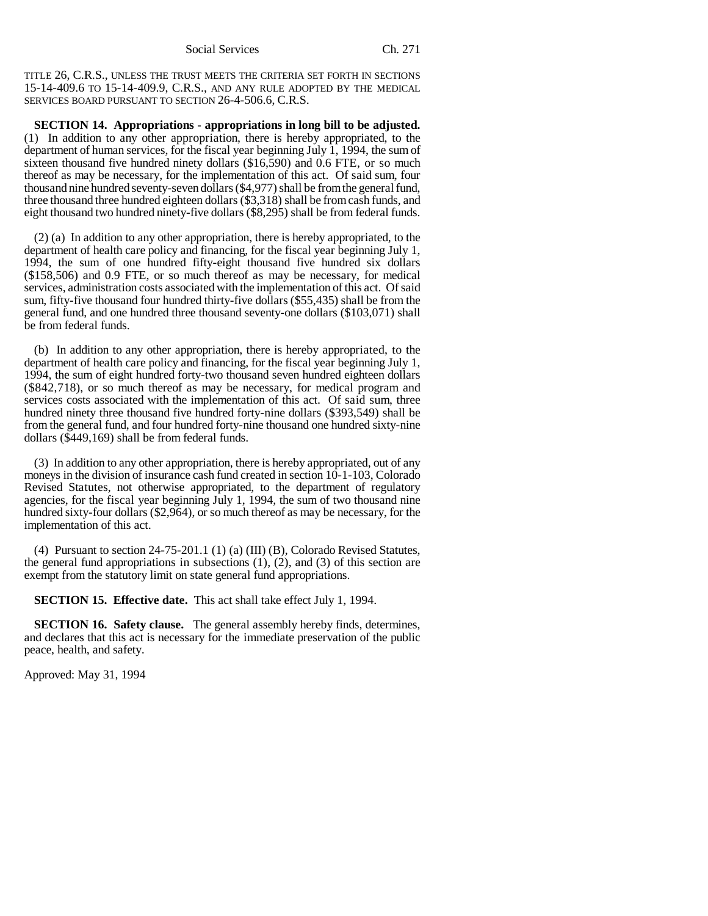TITLE 26, C.R.S., UNLESS THE TRUST MEETS THE CRITERIA SET FORTH IN SECTIONS 15-14-409.6 TO 15-14-409.9, C.R.S., AND ANY RULE ADOPTED BY THE MEDICAL SERVICES BOARD PURSUANT TO SECTION 26-4-506.6, C.R.S.

**SECTION 14. Appropriations - appropriations in long bill to be adjusted.** (1) In addition to any other appropriation, there is hereby appropriated, to the department of human services, for the fiscal year beginning July 1, 1994, the sum of sixteen thousand five hundred ninety dollars ($16,590) and 0.6 FTE, or so much thereof as may be necessary, for the implementation of this act. Of said sum, four thousand nine hundred seventy-seven dollars ($4,977) shall be from the general fund, three thousand three hundred eighteen dollars ($3,318) shall be from cash funds, and eight thousand two hundred ninety-five dollars ($8,295) shall be from federal funds.

(2) (a) In addition to any other appropriation, there is hereby appropriated, to the department of health care policy and financing, for the fiscal year beginning July 1, 1994, the sum of one hundred fifty-eight thousand five hundred six dollars ($158,506) and 0.9 FTE, or so much thereof as may be necessary, for medical services, administration costs associated with the implementation of this act. Of said sum, fifty-five thousand four hundred thirty-five dollars ($55,435) shall be from the general fund, and one hundred three thousand seventy-one dollars ($103,071) shall be from federal funds.

(b) In addition to any other appropriation, there is hereby appropriated, to the department of health care policy and financing, for the fiscal year beginning July 1, 1994, the sum of eight hundred forty-two thousand seven hundred eighteen dollars ($842,718), or so much thereof as may be necessary, for medical program and services costs associated with the implementation of this act. Of said sum, three hundred ninety three thousand five hundred forty-nine dollars ($393,549) shall be from the general fund, and four hundred forty-nine thousand one hundred sixty-nine dollars ($449,169) shall be from federal funds.

(3) In addition to any other appropriation, there is hereby appropriated, out of any moneys in the division of insurance cash fund created in section 10-1-103, Colorado Revised Statutes, not otherwise appropriated, to the department of regulatory agencies, for the fiscal year beginning July 1, 1994, the sum of two thousand nine hundred sixty-four dollars ($2,964), or so much thereof as may be necessary, for the implementation of this act.

(4) Pursuant to section 24-75-201.1 (1) (a) (III) (B), Colorado Revised Statutes, the general fund appropriations in subsections (1), (2), and (3) of this section are exempt from the statutory limit on state general fund appropriations.

**SECTION 15. Effective date.** This act shall take effect July 1, 1994.

**SECTION 16. Safety clause.** The general assembly hereby finds, determines, and declares that this act is necessary for the immediate preservation of the public peace, health, and safety.

Approved: May 31, 1994